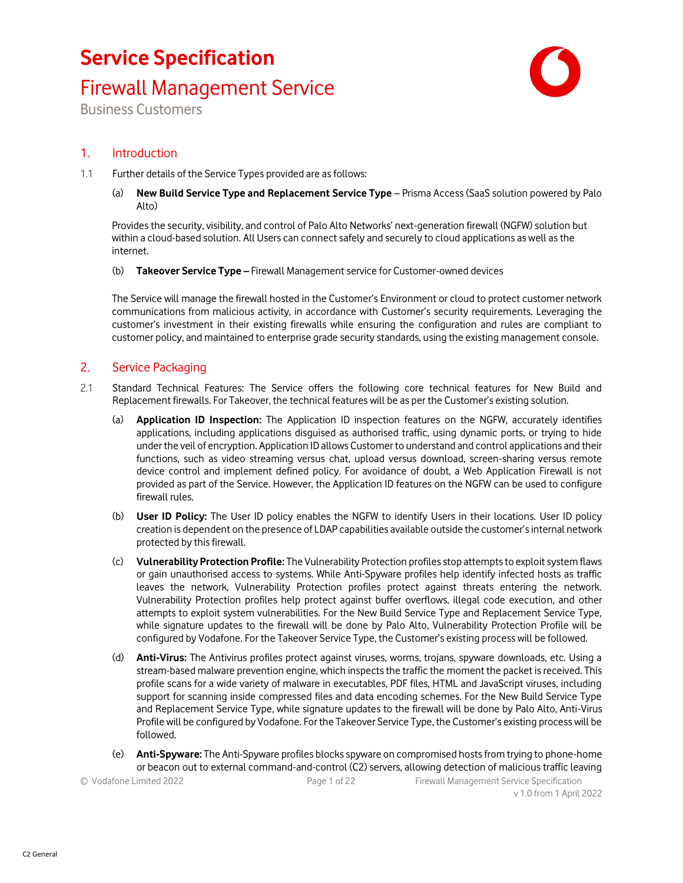# Service Specification

## Firewall Management Service

Business Customers

## 1. Introduction

1.1 Further details of the Service Types provided are as follows:

(a) **New Build Service Type and Replacement Service Type** – Prisma Access (SaaS solution powered by Palo Alto)

Provides the security, visibility, and control of Palo Alto Networks' next-generation firewall (NGFW) solution but within a cloud-based solution. All Users can connect safely and securely to cloud applications as well as the internet.

(b) **Takeover Service Type –** Firewall Management service for Customer-owned devices

The Service will manage the firewall hosted in the Customer's Environment or cloud to protect customer network communications from malicious activity, in accordance with Customer's security requirements. Leveraging the customer's investment in their existing firewalls while ensuring the configuration and rules are compliant to customer policy, and maintained to enterprise grade security standards, using the existing management console.

## 2. Service Packaging

2.1 Standard Technical Features: The Service offers the following core technical features for New Build and Replacement firewalls. For Takeover, the technical features will be as per the Customer's existing solution.

(a) **Application ID Inspection:** The Application ID inspection features on the NGFW, accurately identifies applications, including applications disguised as authorised traffic, using dynamic ports, or trying to hide under the veil of encryption. Application ID allows Customer to understand and control applications and their functions, such as video streaming versus chat, upload versus download, screen-sharing versus remote device control and implement defined policy. For avoidance of doubt, a Web Application Firewall is not provided as part of the Service. However, the Application ID features on the NGFW can be used to configure firewall rules.

(b) **User ID Policy:** The User ID policy enables the NGFW to identify Users in their locations. User ID policy creation is dependent on the presence of LDAP capabilities available outside the customer's internal network protected by this firewall.

(c) **Vulnerability Protection Profile:** The Vulnerability Protection profiles stop attempts to exploit system flaws or gain unauthorised access to systems. While Anti-Spyware profiles help identify infected hosts as traffic leaves the network, Vulnerability Protection profiles protect against threats entering the network. Vulnerability Protection profiles help protect against buffer overflows, illegal code execution, and other attempts to exploit system vulnerabilities. For the New Build Service Type and Replacement Service Type, while signature updates to the firewall will be done by Palo Alto, Vulnerability Protection Profile will be configured by Vodafone. For the Takeover Service Type, the Customer's existing process will be followed.

(d) **Anti-Virus:** The Antivirus profiles protect against viruses, worms, trojans, spyware downloads, etc. Using a stream-based malware prevention engine, which inspects the traffic the moment the packet is received. This profile scans for a wide variety of malware in executables, PDF files, HTML and JavaScript viruses, including support for scanning inside compressed files and data encoding schemes. For the New Build Service Type and Replacement Service Type, while signature updates to the firewall will be done by Palo Alto, Anti-Virus Profile will be configured by Vodafone. For the Takeover Service Type, the Customer's existing process will be followed.

(e) **Anti-Spyware:** The Anti-Spyware profiles blocks spyware on compromised hosts from trying to phone-home or beacon out to external command-and-control (C2) servers, allowing detection of malicious traffic leaving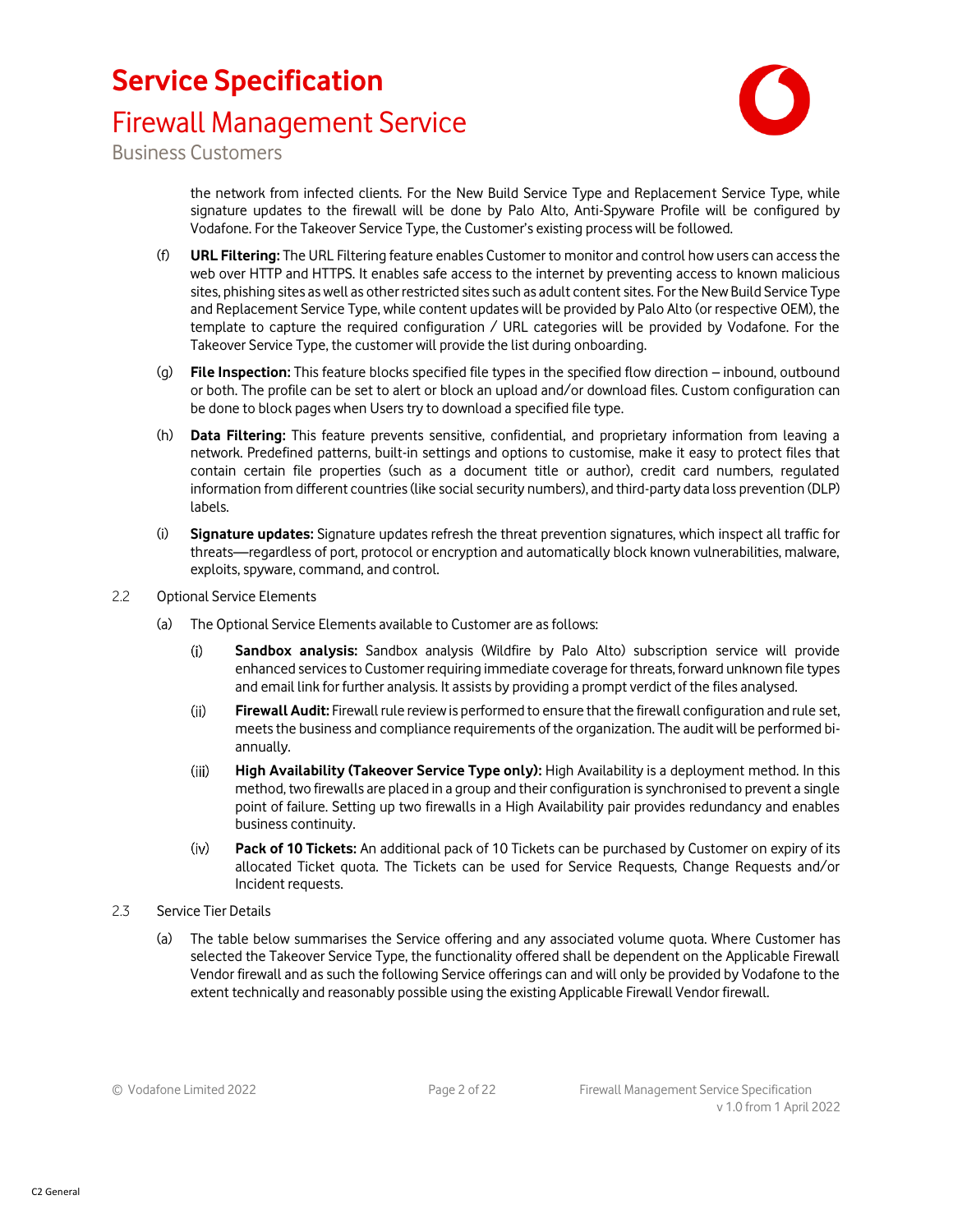the network from infected clients. For the New Build Service Type and Replacement Service Type, while signature updates to the firewall will be done by Palo Alto, Anti-Spyware Profile will be configured by Vodafone. For the Takeover Service Type, the Customer's existing process will be followed.

(f) **URL Filtering:** The URL Filtering feature enables Customer to monitor and control how users can access the web over HTTP and HTTPS. It enables safe access to the internet by preventing access to known malicious sites, phishing sites as well as other restricted sites such as adult content sites. For the New Build Service Type and Replacement Service Type, while content updates will be provided by Palo Alto (or respective OEM), the template to capture the required configuration / URL categories will be provided by Vodafone. For the Takeover Service Type, the customer will provide the list during onboarding.

(g) **File Inspection:** This feature blocks specified file types in the specified flow direction – inbound, outbound or both. The profile can be set to alert or block an upload and/or download files. Custom configuration can be done to block pages when Users try to download a specified file type.

(h) **Data Filtering:** This feature prevents sensitive, confidential, and proprietary information from leaving a network. Predefined patterns, built-in settings and options to customise, make it easy to protect files that contain certain file properties (such as a document title or author), credit card numbers, regulated information from different countries (like social security numbers), and third-party data loss prevention (DLP) labels.

(i) **Signature updates:** Signature updates refresh the threat prevention signatures, which inspect all traffic for threats—regardless of port, protocol or encryption and automatically block known vulnerabilities, malware, exploits, spyware, command, and control.

2.2 Optional Service Elements

(a) The Optional Service Elements available to Customer are as follows:

(i) **Sandbox analysis:** Sandbox analysis (Wildfire by Palo Alto) subscription service will provide enhanced services to Customer requiring immediate coverage for threats, forward unknown file types and email link for further analysis. It assists by providing a prompt verdict of the files analysed.

(ii) **Firewall Audit:** Firewall rule review is performed to ensure that the firewall configuration and rule set, meets the business and compliance requirements of the organization. The audit will be performed bi-annually.

(iii) **High Availability (Takeover Service Type only):** High Availability is a deployment method. In this method, two firewalls are placed in a group and their configuration is synchronised to prevent a single point of failure. Setting up two firewalls in a High Availability pair provides redundancy and enables business continuity.

(iv) **Pack of 10 Tickets:** An additional pack of 10 Tickets can be purchased by Customer on expiry of its allocated Ticket quota. The Tickets can be used for Service Requests, Change Requests and/or Incident requests.

2.3 Service Tier Details

(a) The table below summarises the Service offering and any associated volume quota. Where Customer has selected the Takeover Service Type, the functionality offered shall be dependent on the Applicable Firewall Vendor firewall and as such the following Service offerings can and will only be provided by Vodafone to the extent technically and reasonably possible using the existing Applicable Firewall Vendor firewall.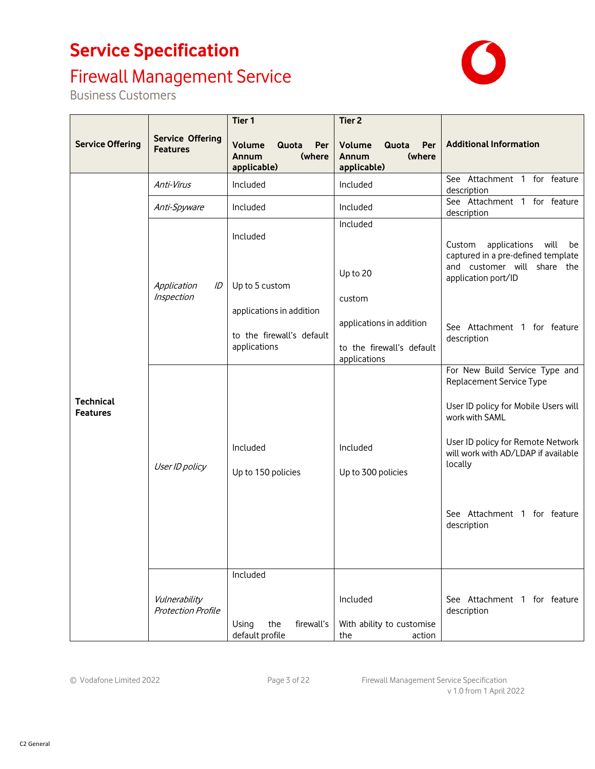# Service Specification

## Firewall Management Service

Business Customers

| Service Offering | Service Offering Features | Tier 1<br><br>Volume Quota Per Annum (where applicable) | Tier 2<br><br>Volume Quota Per Annum (where applicable) | Additional Information |
|---|---|---|---|---|
| **Technical Features** | *Anti-Virus* | Included | Included | See Attachment 1 for feature description |
| | *Anti-Spyware* | Included | Included | See Attachment 1 for feature description |
| | *Application ID Inspection* | Included<br><br>Up to 5 custom applications in addition to the firewall's default applications | Included<br><br>Up to 20 custom applications in addition to the firewall's default applications | Custom applications will be captured in a pre-defined template and customer will share the application port/ID<br><br>See Attachment 1 for feature description |
| | *User ID policy* | Included<br><br>Up to 150 policies | Included<br><br>Up to 300 policies | For New Build Service Type and Replacement Service Type<br><br>User ID policy for Mobile Users will work with SAML<br><br>User ID policy for Remote Network will work with AD/LDAP if available locally<br><br>See Attachment 1 for feature description |
| | *Vulnerability Protection Profile* | Included<br><br>Using the firewall's default profile | Included<br><br>With ability to customise the action | See Attachment 1 for feature description |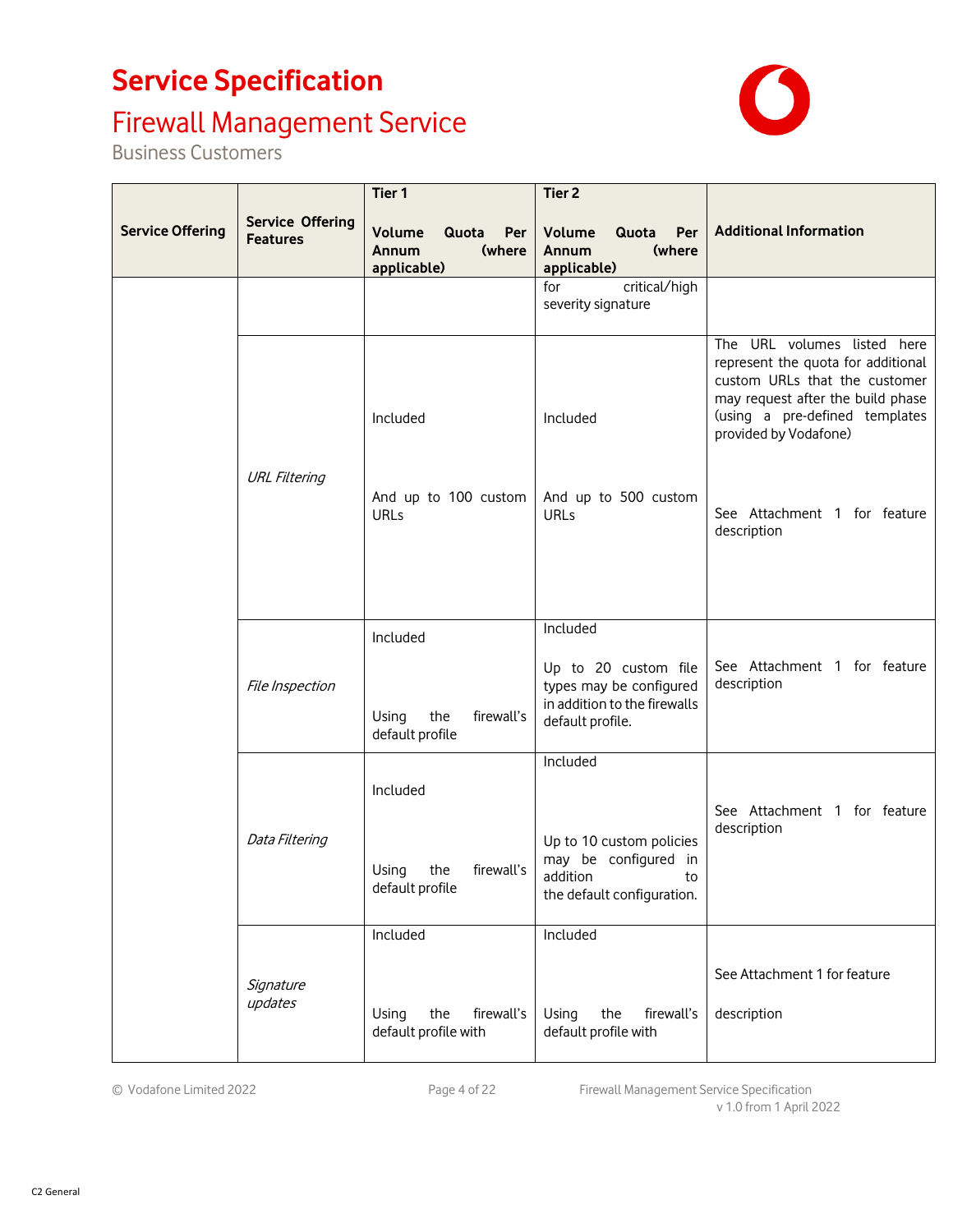# Service Specification

## Firewall Management Service

Business Customers

| Service Offering | Service Offering Features | Tier 1<br><br>Volume Quota Per Annum (where applicable) | Tier 2<br><br>Volume Quota Per Annum (where applicable) | Additional Information |
|---|---|---|---|---|
| | | | for critical/high severity signature | |
| | *URL Filtering* | Included<br><br>And up to 100 custom URLs | Included<br><br>And up to 500 custom URLs | The URL volumes listed here represent the quota for additional custom URLs that the customer may request after the build phase (using a pre-defined templates provided by Vodafone)<br><br>See Attachment 1 for feature description |
| | *File Inspection* | Included<br><br>Using the firewall's default profile | Included<br><br>Up to 20 custom file types may be configured in addition to the firewalls default profile. | See Attachment 1 for feature description |
| | *Data Filtering* | Included<br><br>Using the firewall's default profile | Included<br><br>Up to 10 custom policies may be configured in addition to the default configuration. | See Attachment 1 for feature description |
| | *Signature updates* | Included<br><br>Using the firewall's default profile with | Included<br><br>Using the firewall's default profile with | See Attachment 1 for feature<br><br>description |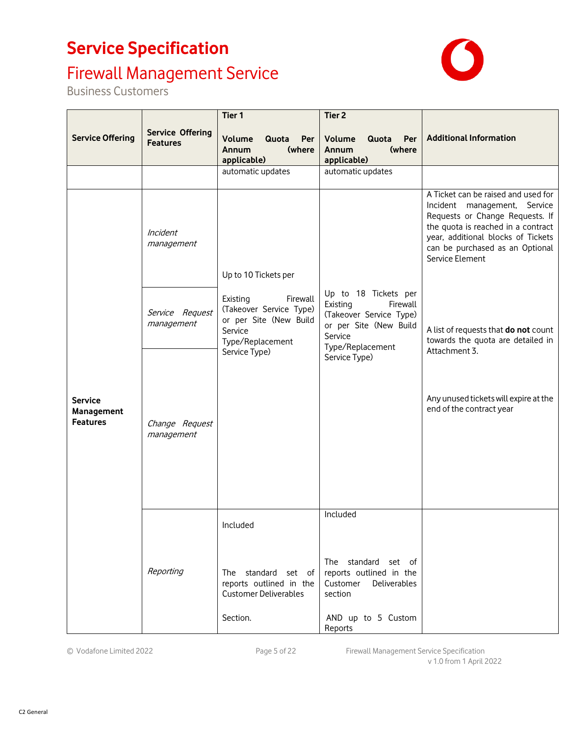# Service Specification

## Firewall Management Service

Business Customers

| Service Offering | Service Offering Features | Tier 1<br><br>**Volume Quota Per Annum (where applicable)** | Tier 2<br><br>**Volume Quota Per Annum (where applicable)** | Additional Information |
|---|---|---|---|---|
| | | automatic updates | automatic updates | |
| **Service Management Features** | *Incident management* | Up to 10 Tickets per<br><br>Existing Firewall (Takeover Service Type) or per Site (New Build Service Type/Replacement Service Type) | Up to 18 Tickets per Existing Firewall (Takeover Service Type) or per Site (New Build Service Type/Replacement Service Type) | A Ticket can be raised and used for Incident management, Service Requests or Change Requests. If the quota is reached in a contract year, additional blocks of Tickets can be purchased as an Optional Service Element<br><br>A list of requests that **do not** count towards the quota are detailed in Attachment 3.<br><br>Any unused tickets will expire at the end of the contract year |
| | *Service Request management* | | | |
| | *Change Request management* | | | |
| | *Reporting* | Included<br><br>The standard set of reports outlined in the Customer Deliverables<br><br>Section. | Included<br><br>The standard set of reports outlined in the Customer Deliverables section<br><br>AND up to 5 Custom Reports | |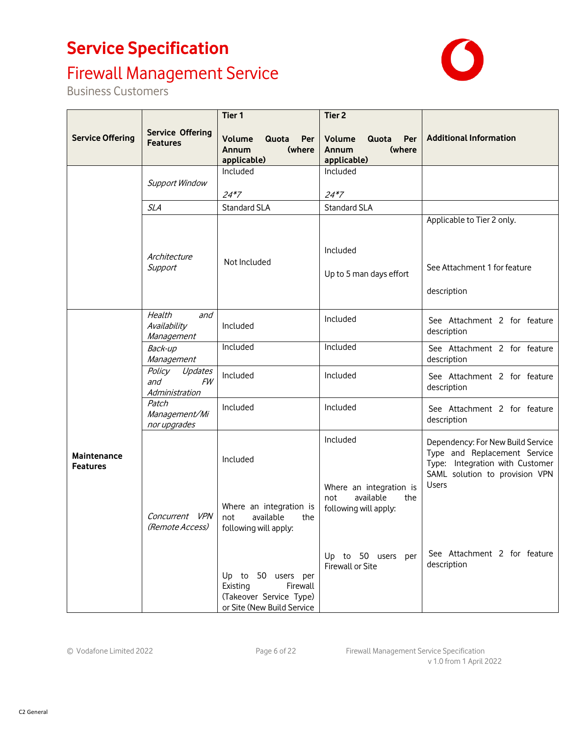# Service Specification

## Firewall Management Service

Business Customers

| Service Offering | Service Offering Features | Tier 1<br><br>Volume Quota Per Annum (where applicable) | Tier 2<br><br>Volume Quota Per Annum (where applicable) | Additional Information |
|---|---|---|---|---|
| | *Support Window* | Included<br><br>*24*7* | Included<br><br>*24*7* | |
| | *SLA* | Standard SLA | Standard SLA | |
| | *Architecture Support* | Not Included | Included<br><br>Up to 5 man days effort | Applicable to Tier 2 only.<br><br>See Attachment 1 for feature description |
| **Maintenance Features** | *Health and Availability Management* | Included | Included | See Attachment 2 for feature description |
| | *Back-up Management* | Included | Included | See Attachment 2 for feature description |
| | *Policy Updates and FW Administration* | Included | Included | See Attachment 2 for feature description |
| | *Patch Management/Minor upgrades* | Included | Included | See Attachment 2 for feature description |
| | *Concurrent VPN (Remote Access)* | Included<br><br>Where an integration is not available the following will apply:<br><br>Up to 50 users per Existing Firewall (Takeover Service Type) or Site (New Build Service | Included<br><br>Where an integration is not available the following will apply:<br><br>Up to 50 users per Firewall or Site | Dependency: For New Build Service Type and Replacement Service Type: Integration with Customer SAML solution to provision VPN Users<br><br>See Attachment 2 for feature description |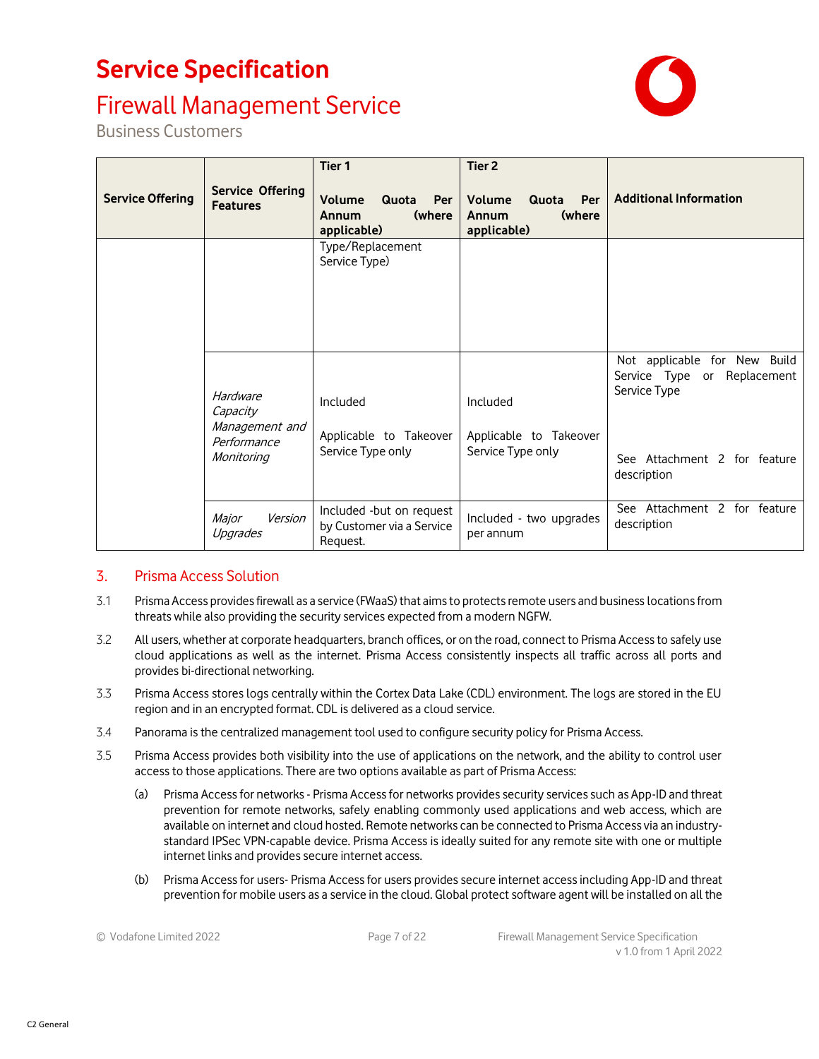| Service Offering | Service Offering Features | Tier 1<br><br>Volume Quota Per Annum (where applicable) | Tier 2<br><br>Volume Quota Per Annum (where applicable) | Additional Information |
|---|---|---|---|---|
| | | Type/Replacement Service Type) | | |
| | *Hardware Capacity Management and Performance Monitoring* | Included<br><br>Applicable to Takeover Service Type only | Included<br><br>Applicable to Takeover Service Type only | Not applicable for New Build Service Type or Replacement Service Type<br><br>See Attachment 2 for feature description |
| | *Major Version Upgrades* | Included -but on request by Customer via a Service Request. | Included - two upgrades per annum | See Attachment 2 for feature description |

## 3. Prisma Access Solution

3.1 Prisma Access provides firewall as a service (FWaaS) that aims to protects remote users and business locations from threats while also providing the security services expected from a modern NGFW.

3.2 All users, whether at corporate headquarters, branch offices, or on the road, connect to Prisma Access to safely use cloud applications as well as the internet. Prisma Access consistently inspects all traffic across all ports and provides bi-directional networking.

3.3 Prisma Access stores logs centrally within the Cortex Data Lake (CDL) environment. The logs are stored in the EU region and in an encrypted format. CDL is delivered as a cloud service.

3.4 Panorama is the centralized management tool used to configure security policy for Prisma Access.

3.5 Prisma Access provides both visibility into the use of applications on the network, and the ability to control user access to those applications. There are two options available as part of Prisma Access:

(a) Prisma Access for networks - Prisma Access for networks provides security services such as App-ID and threat prevention for remote networks, safely enabling commonly used applications and web access, which are available on internet and cloud hosted. Remote networks can be connected to Prisma Access via an industry-standard IPSec VPN-capable device. Prisma Access is ideally suited for any remote site with one or multiple internet links and provides secure internet access.

(b) Prisma Access for users- Prisma Access for users provides secure internet access including App-ID and threat prevention for mobile users as a service in the cloud. Global protect software agent will be installed on all the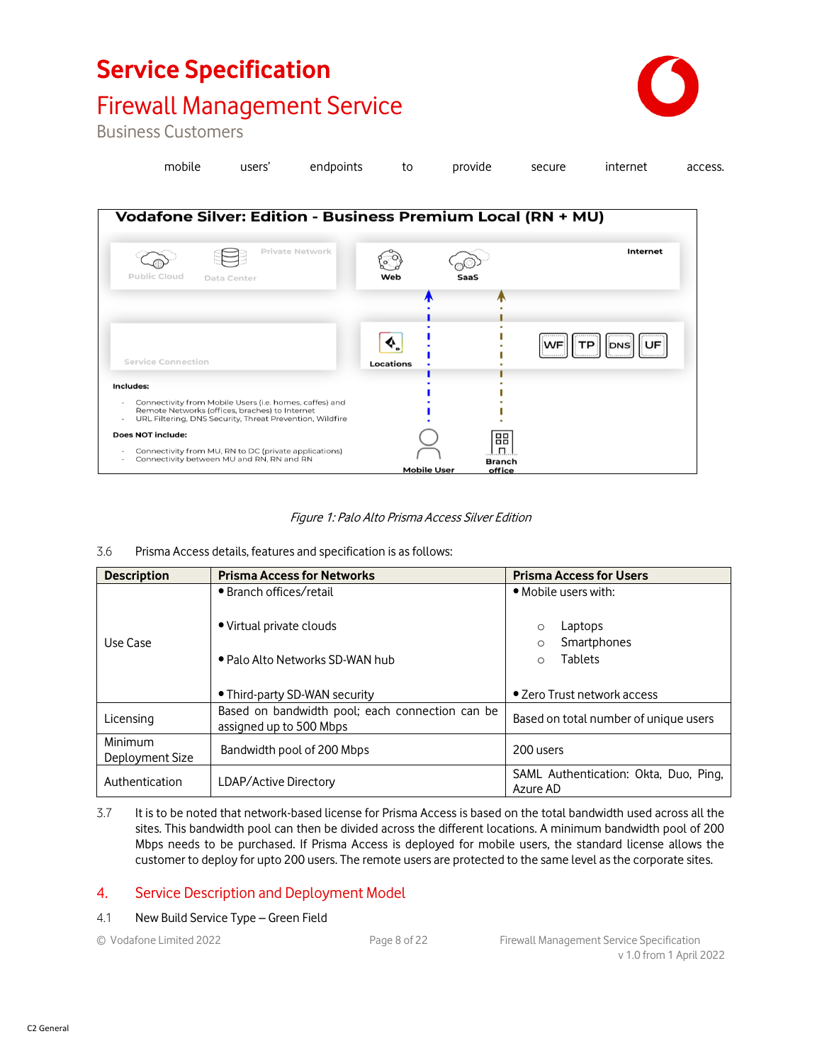mobile users' endpoints to provide secure internet access.

**Vodafone Silver: Edition - Business Premium Local (RN + MU)**

Includes:

- Connectivity from Mobile Users (i.e. homes, caffes) and Remote Networks (offices, braches) to Internet
- URL Filtering, DNS Security, Threat Prevention, Wildfire

Does NOT include:

- Connectivity from MU, RN to DC (private applications)
- Connectivity between MU and RN, RN and RN

*Figure 1: Palo Alto Prisma Access Silver Edition*

3.6 Prisma Access details, features and specification is as follows:

| Description | Prisma Access for Networks | Prisma Access for Users |
|---|---|---|
| Use Case | • Branch offices/retail<br>• Virtual private clouds<br>• Palo Alto Networks SD-WAN hub<br>• Third-party SD-WAN security | • Mobile users with:<br>○ Laptops<br>○ Smartphones<br>○ Tablets<br>• Zero Trust network access |
| Licensing | Based on bandwidth pool; each connection can be assigned up to 500 Mbps | Based on total number of unique users |
| Minimum Deployment Size | Bandwidth pool of 200 Mbps | 200 users |
| Authentication | LDAP/Active Directory | SAML Authentication: Okta, Duo, Ping, Azure AD |

3.7 It is to be noted that network-based license for Prisma Access is based on the total bandwidth used across all the sites. This bandwidth pool can then be divided across the different locations. A minimum bandwidth pool of 200 Mbps needs to be purchased. If Prisma Access is deployed for mobile users, the standard license allows the customer to deploy for upto 200 users. The remote users are protected to the same level as the corporate sites.

## 4. Service Description and Deployment Model

4.1 New Build Service Type – Green Field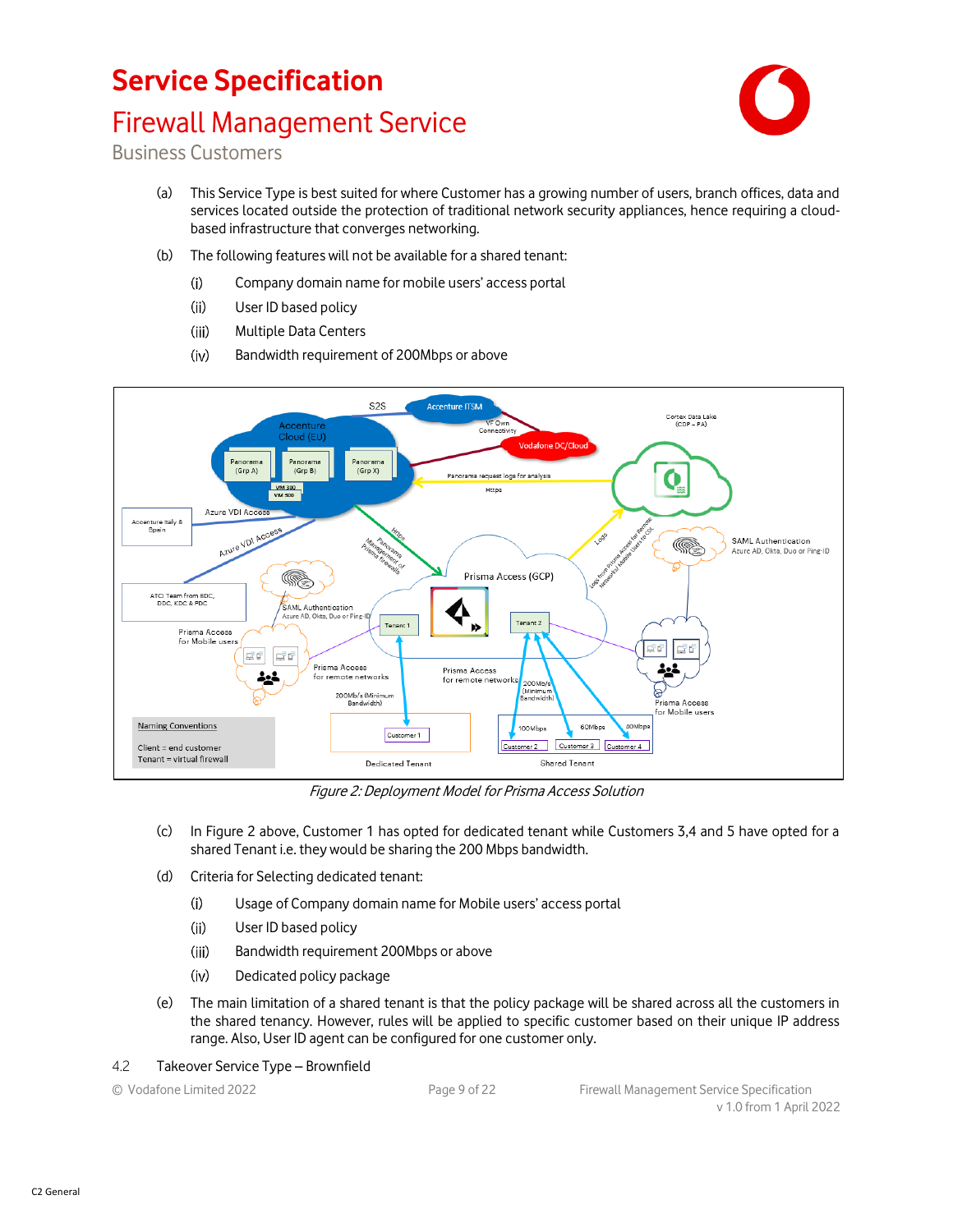(a) This Service Type is best suited for where Customer has a growing number of users, branch offices, data and services located outside the protection of traditional network security appliances, hence requiring a cloud-based infrastructure that converges networking.

(b) The following features will not be available for a shared tenant:

  (i) Company domain name for mobile users' access portal

  (ii) User ID based policy

  (iii) Multiple Data Centers

  (iv) Bandwidth requirement of 200Mbps or above

*Figure 2: Deployment Model for Prisma Access Solution*

(c) In Figure 2 above, Customer 1 has opted for dedicated tenant while Customers 3,4 and 5 have opted for a shared Tenant i.e. they would be sharing the 200 Mbps bandwidth.

(d) Criteria for Selecting dedicated tenant:

  (i) Usage of Company domain name for Mobile users' access portal

  (ii) User ID based policy

  (iii) Bandwidth requirement 200Mbps or above

  (iv) Dedicated policy package

(e) The main limitation of a shared tenant is that the policy package will be shared across all the customers in the shared tenancy. However, rules will be applied to specific customer based on their unique IP address range. Also, User ID agent can be configured for one customer only.

4.2 Takeover Service Type – Brownfield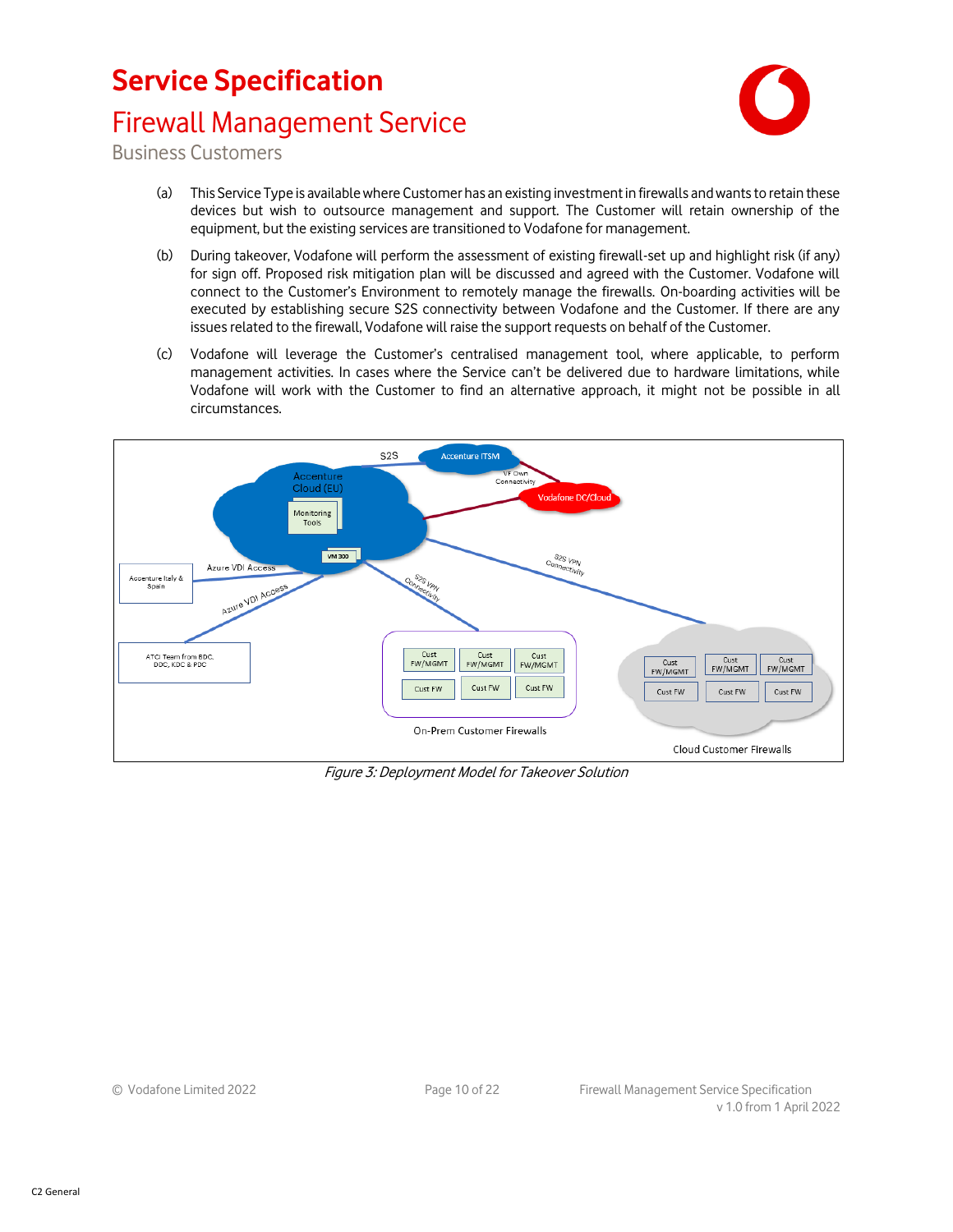(a) This Service Type is available where Customer has an existing investment in firewalls and wants to retain these devices but wish to outsource management and support. The Customer will retain ownership of the equipment, but the existing services are transitioned to Vodafone for management.

(b) During takeover, Vodafone will perform the assessment of existing firewall-set up and highlight risk (if any) for sign off. Proposed risk mitigation plan will be discussed and agreed with the Customer. Vodafone will connect to the Customer's Environment to remotely manage the firewalls. On-boarding activities will be executed by establishing secure S2S connectivity between Vodafone and the Customer. If there are any issues related to the firewall, Vodafone will raise the support requests on behalf of the Customer.

(c) Vodafone will leverage the Customer's centralised management tool, where applicable, to perform management activities. In cases where the Service can't be delivered due to hardware limitations, while Vodafone will work with the Customer to find an alternative approach, it might not be possible in all circumstances.

*Figure 3: Deployment Model for Takeover Solution*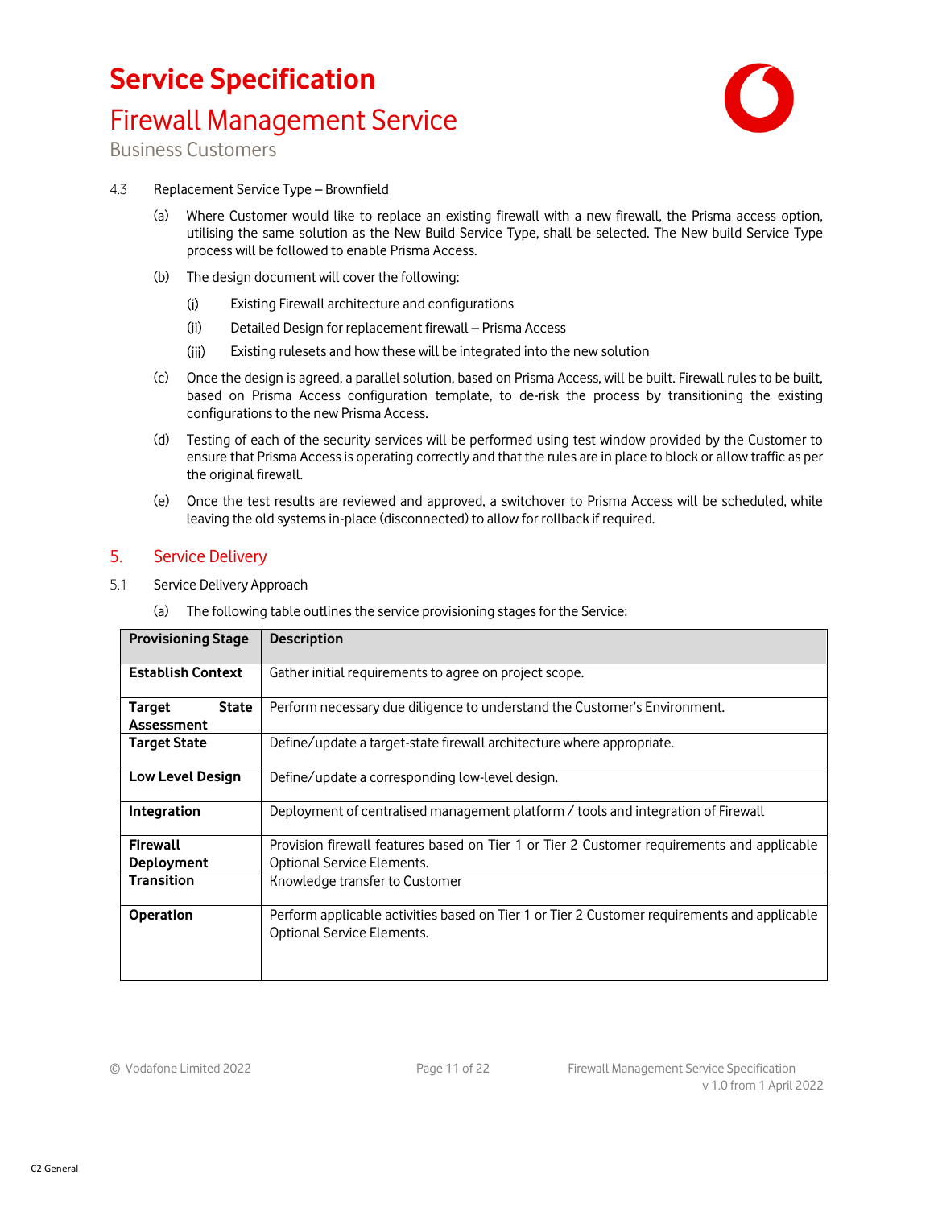4.3 Replacement Service Type – Brownfield

(a) Where Customer would like to replace an existing firewall with a new firewall, the Prisma access option, utilising the same solution as the New Build Service Type, shall be selected. The New build Service Type process will be followed to enable Prisma Access.

(b) The design document will cover the following:

(i) Existing Firewall architecture and configurations

(ii) Detailed Design for replacement firewall – Prisma Access

(iii) Existing rulesets and how these will be integrated into the new solution

(c) Once the design is agreed, a parallel solution, based on Prisma Access, will be built. Firewall rules to be built, based on Prisma Access configuration template, to de-risk the process by transitioning the existing configurations to the new Prisma Access.

(d) Testing of each of the security services will be performed using test window provided by the Customer to ensure that Prisma Access is operating correctly and that the rules are in place to block or allow traffic as per the original firewall.

(e) Once the test results are reviewed and approved, a switchover to Prisma Access will be scheduled, while leaving the old systems in-place (disconnected) to allow for rollback if required.

## 5. Service Delivery

5.1 Service Delivery Approach

(a) The following table outlines the service provisioning stages for the Service:

| Provisioning Stage | Description |
|---|---|
| **Establish Context** | Gather initial requirements to agree on project scope. |
| **Target State Assessment** | Perform necessary due diligence to understand the Customer's Environment. |
| **Target State** | Define/update a target-state firewall architecture where appropriate. |
| **Low Level Design** | Define/update a corresponding low-level design. |
| **Integration** | Deployment of centralised management platform / tools and integration of Firewall |
| **Firewall Deployment** | Provision firewall features based on Tier 1 or Tier 2 Customer requirements and applicable Optional Service Elements. |
| **Transition** | Knowledge transfer to Customer |
| **Operation** | Perform applicable activities based on Tier 1 or Tier 2 Customer requirements and applicable Optional Service Elements. |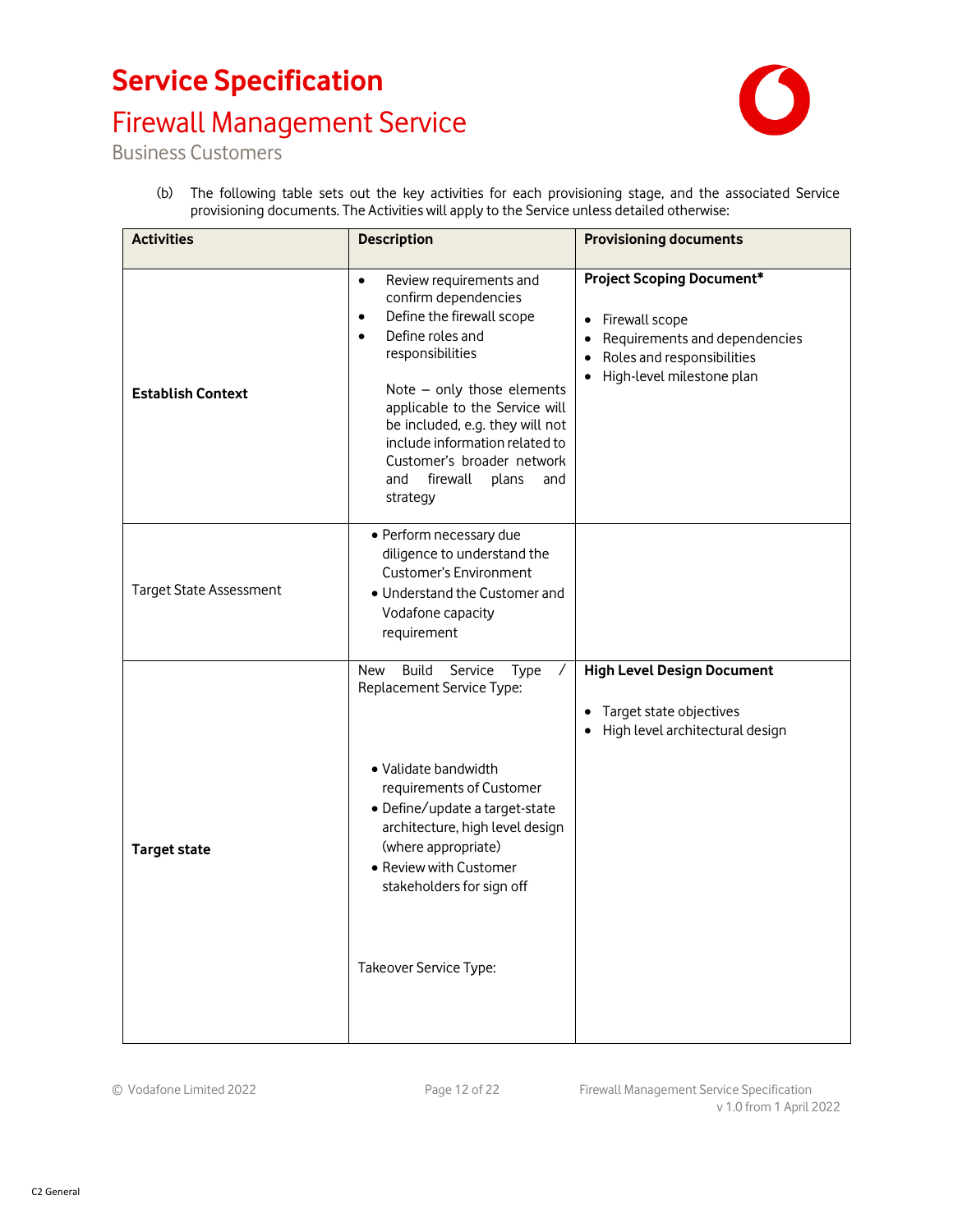(b) The following table sets out the key activities for each provisioning stage, and the associated Service provisioning documents. The Activities will apply to the Service unless detailed otherwise:

| Activities | Description | Provisioning documents |
|---|---|---|
| **Establish Context** | • Review requirements and confirm dependencies<br>• Define the firewall scope<br>• Define roles and responsibilities<br><br>Note – only those elements applicable to the Service will be included, e.g. they will not include information related to Customer's broader network and firewall plans and strategy | **Project Scoping Document***<br><br>• Firewall scope<br>• Requirements and dependencies<br>• Roles and responsibilities<br>• High-level milestone plan |
| Target State Assessment | • Perform necessary due diligence to understand the Customer's Environment<br>• Understand the Customer and Vodafone capacity requirement | |
| **Target state** | New Build Service Type / Replacement Service Type:<br><br>• Validate bandwidth requirements of Customer<br>• Define/update a target-state architecture, high level design (where appropriate)<br>• Review with Customer stakeholders for sign off<br><br>Takeover Service Type: | **High Level Design Document**<br><br>• Target state objectives<br>• High level architectural design |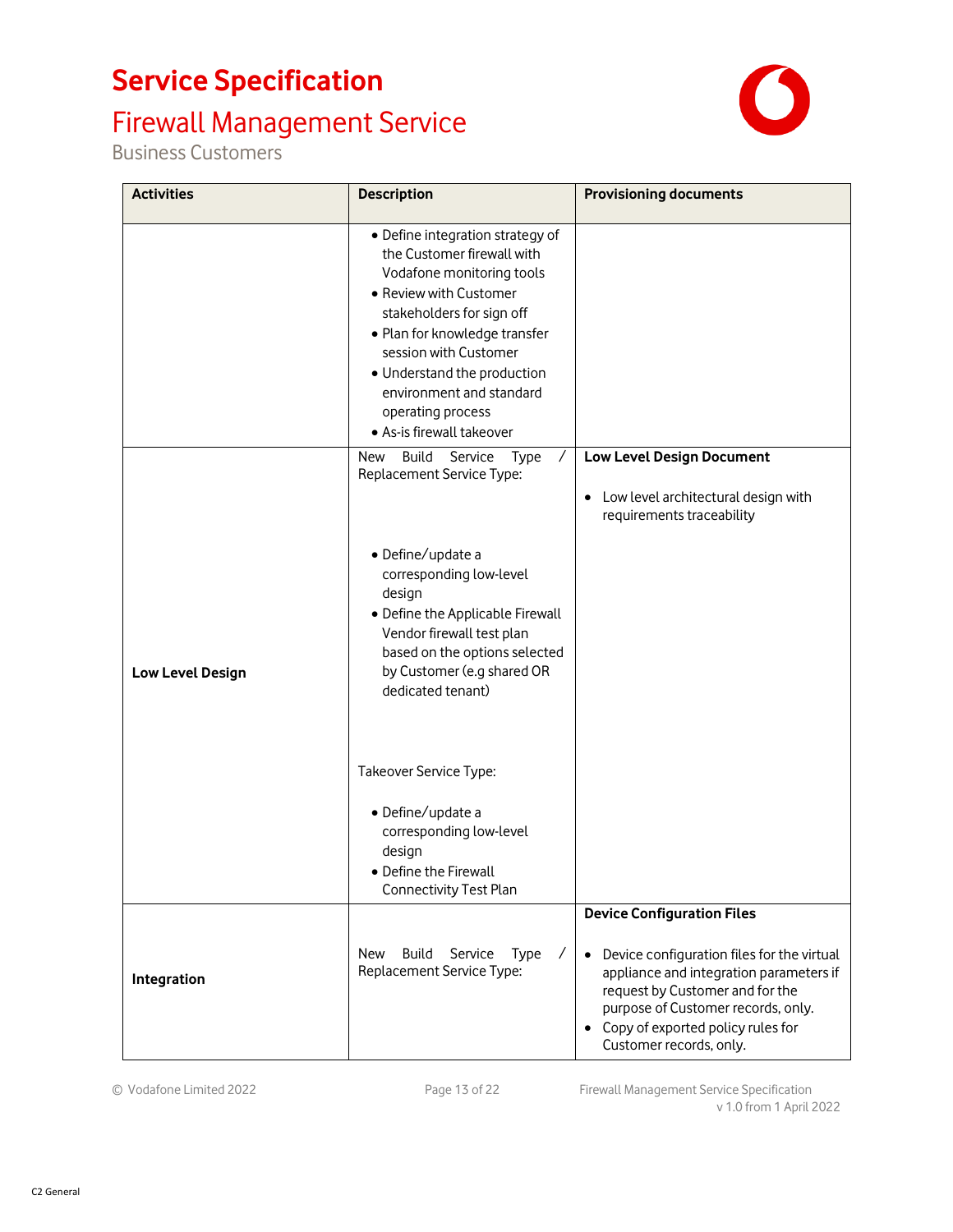| Activities | Description | Provisioning documents |
|---|---|---|
| | • Define integration strategy of the Customer firewall with Vodafone monitoring tools<br>• Review with Customer stakeholders for sign off<br>• Plan for knowledge transfer session with Customer<br>• Understand the production environment and standard operating process<br>• As-is firewall takeover | |
| **Low Level Design** | New Build Service Type / Replacement Service Type:<br><br>• Define/update a corresponding low-level design<br>• Define the Applicable Firewall Vendor firewall test plan based on the options selected by Customer (e.g shared OR dedicated tenant)<br><br>Takeover Service Type:<br><br>• Define/update a corresponding low-level design<br>• Define the Firewall Connectivity Test Plan | **Low Level Design Document**<br><br>• Low level architectural design with requirements traceability |
| **Integration** | New Build Service Type / Replacement Service Type: | **Device Configuration Files**<br><br>• Device configuration files for the virtual appliance and integration parameters if request by Customer and for the purpose of Customer records, only.<br>• Copy of exported policy rules for Customer records, only. |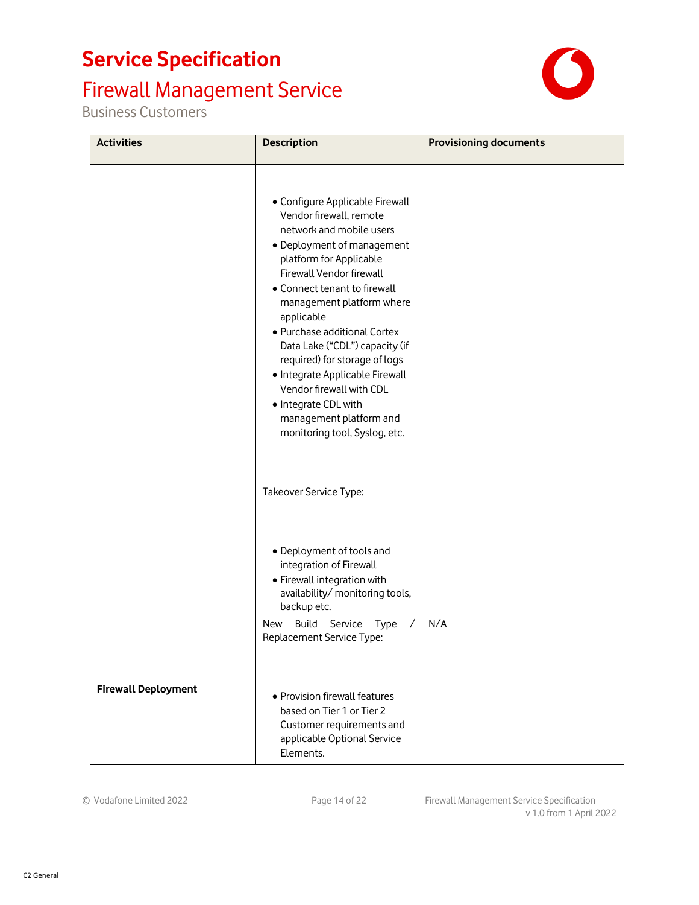| Activities | Description | Provisioning documents |
|---|---|---|
| | • Configure Applicable Firewall Vendor firewall, remote network and mobile users<br>• Deployment of management platform for Applicable Firewall Vendor firewall<br>• Connect tenant to firewall management platform where applicable<br>• Purchase additional Cortex Data Lake ("CDL") capacity (if required) for storage of logs<br>• Integrate Applicable Firewall Vendor firewall with CDL<br>• Integrate CDL with management platform and monitoring tool, Syslog, etc.<br><br>Takeover Service Type:<br><br>• Deployment of tools and integration of Firewall<br>• Firewall integration with availability/ monitoring tools, backup etc. | |
| **Firewall Deployment** | New Build Service Type / Replacement Service Type:<br><br>• Provision firewall features based on Tier 1 or Tier 2 Customer requirements and applicable Optional Service Elements. | N/A |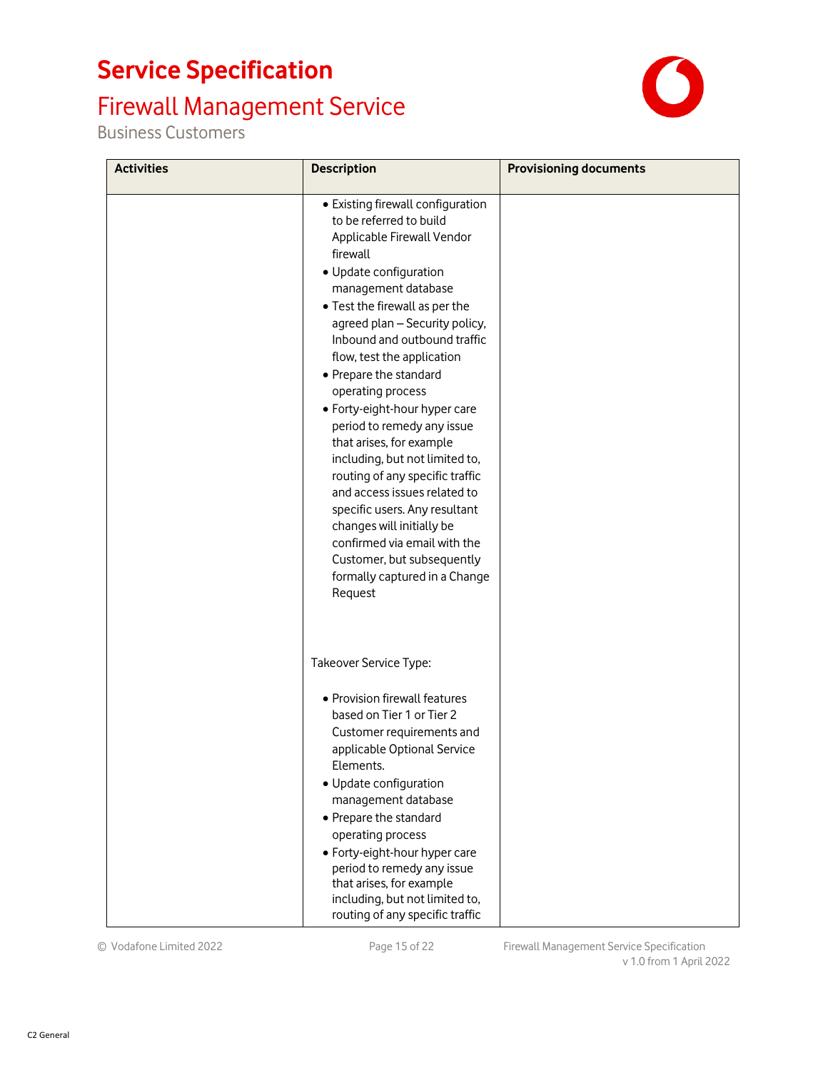# Service Specification

## Firewall Management Service

Business Customers

| Activities | Description | Provisioning documents |
|---|---|---|
| | • Existing firewall configuration to be referred to build Applicable Firewall Vendor firewall<br>• Update configuration management database<br>• Test the firewall as per the agreed plan – Security policy, Inbound and outbound traffic flow, test the application<br>• Prepare the standard operating process<br>• Forty-eight-hour hyper care period to remedy any issue that arises, for example including, but not limited to, routing of any specific traffic and access issues related to specific users. Any resultant changes will initially be confirmed via email with the Customer, but subsequently formally captured in a Change Request<br><br>Takeover Service Type:<br><br>• Provision firewall features based on Tier 1 or Tier 2 Customer requirements and applicable Optional Service Elements.<br>• Update configuration management database<br>• Prepare the standard operating process<br>• Forty-eight-hour hyper care period to remedy any issue that arises, for example including, but not limited to, routing of any specific traffic | |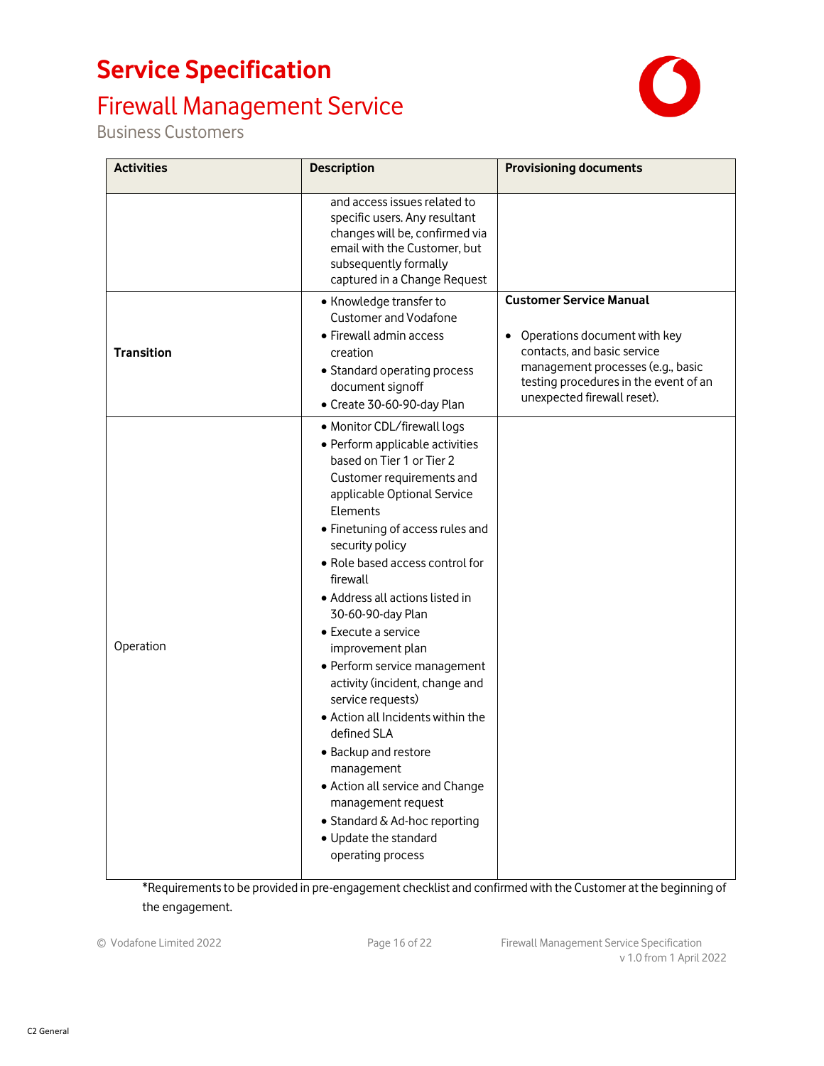| Activities | Description | Provisioning documents |
|---|---|---|
| | and access issues related to specific users. Any resultant changes will be, confirmed via email with the Customer, but subsequently formally captured in a Change Request | |
| **Transition** | • Knowledge transfer to Customer and Vodafone<br>• Firewall admin access creation<br>• Standard operating process document signoff<br>• Create 30-60-90-day Plan | **Customer Service Manual**<br>• Operations document with key contacts, and basic service management processes (e.g., basic testing procedures in the event of an unexpected firewall reset). |
| Operation | • Monitor CDL/firewall logs<br>• Perform applicable activities based on Tier 1 or Tier 2 Customer requirements and applicable Optional Service Elements<br>• Finetuning of access rules and security policy<br>• Role based access control for firewall<br>• Address all actions listed in 30-60-90-day Plan<br>• Execute a service improvement plan<br>• Perform service management activity (incident, change and service requests)<br>• Action all Incidents within the defined SLA<br>• Backup and restore management<br>• Action all service and Change management request<br>• Standard & Ad-hoc reporting<br>• Update the standard operating process | |

*Requirements to be provided in pre-engagement checklist and confirmed with the Customer at the beginning of the engagement.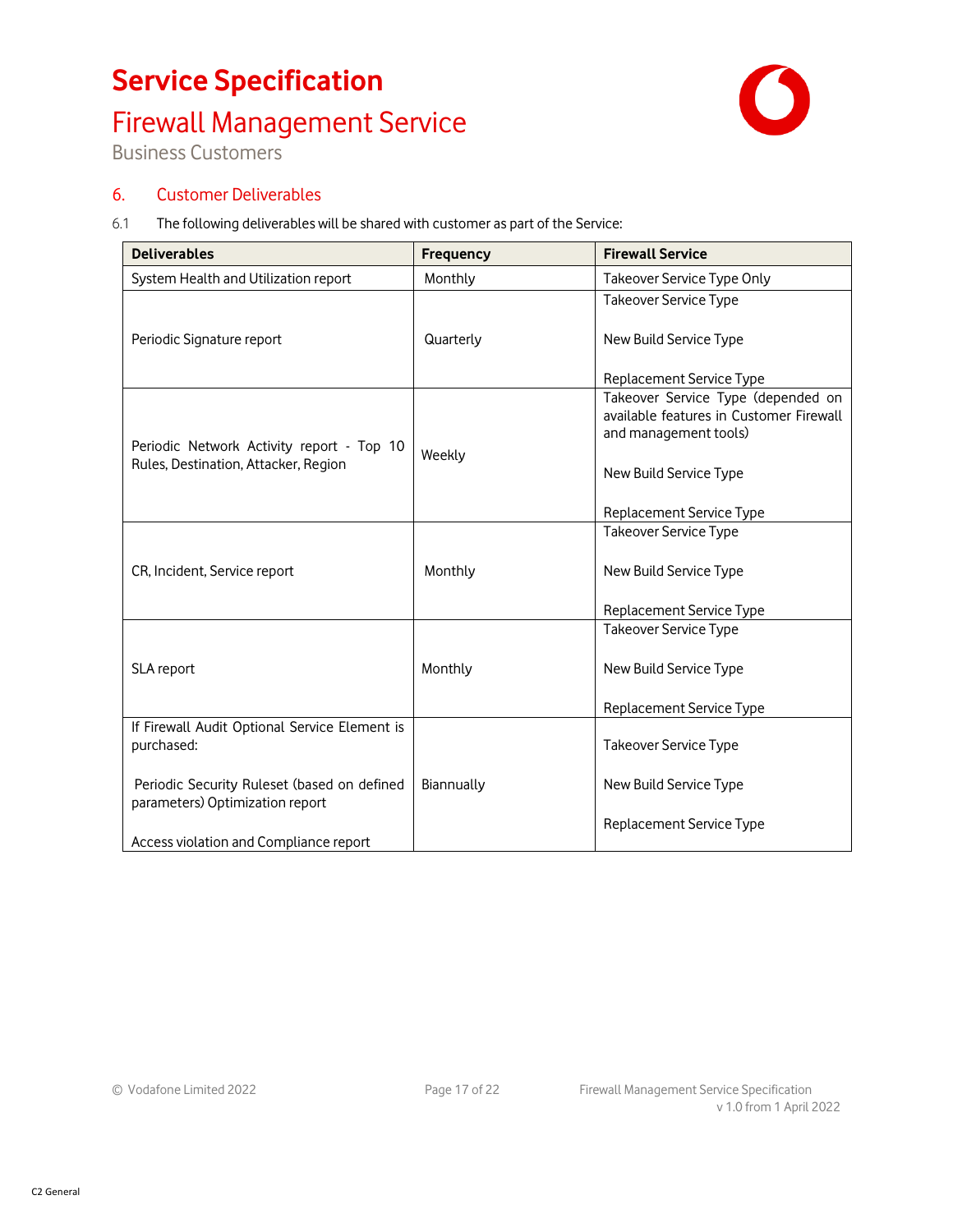## 6. Customer Deliverables

6.1 The following deliverables will be shared with customer as part of the Service:

| Deliverables | Frequency | Firewall Service |
|---|---|---|
| System Health and Utilization report | Monthly | Takeover Service Type Only |
| Periodic Signature report | Quarterly | Takeover Service Type<br><br>New Build Service Type<br><br>Replacement Service Type |
| Periodic Network Activity report - Top 10 Rules, Destination, Attacker, Region | Weekly | Takeover Service Type (depended on available features in Customer Firewall and management tools)<br><br>New Build Service Type<br><br>Replacement Service Type |
| CR, Incident, Service report | Monthly | Takeover Service Type<br><br>New Build Service Type<br><br>Replacement Service Type |
| SLA report | Monthly | Takeover Service Type<br><br>New Build Service Type<br><br>Replacement Service Type |
| If Firewall Audit Optional Service Element is purchased:<br><br>Periodic Security Ruleset (based on defined parameters) Optimization report<br><br>Access violation and Compliance report | Biannually | Takeover Service Type<br><br>New Build Service Type<br><br>Replacement Service Type |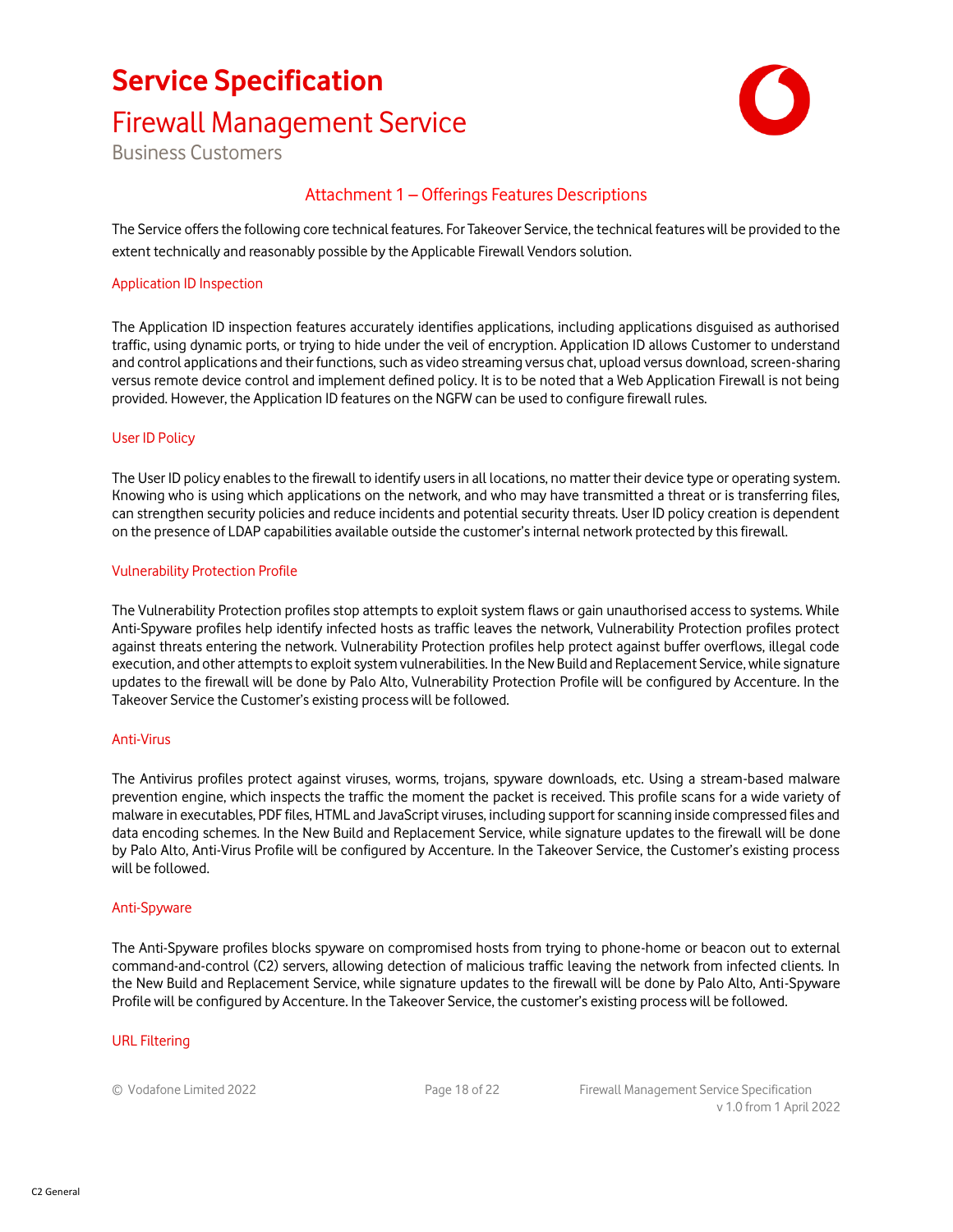## Attachment 1 – Offerings Features Descriptions

The Service offers the following core technical features. For Takeover Service, the technical features will be provided to the extent technically and reasonably possible by the Applicable Firewall Vendors solution.

### Application ID Inspection

The Application ID inspection features accurately identifies applications, including applications disguised as authorised traffic, using dynamic ports, or trying to hide under the veil of encryption. Application ID allows Customer to understand and control applications and their functions, such as video streaming versus chat, upload versus download, screen-sharing versus remote device control and implement defined policy. It is to be noted that a Web Application Firewall is not being provided. However, the Application ID features on the NGFW can be used to configure firewall rules.

### User ID Policy

The User ID policy enables to the firewall to identify users in all locations, no matter their device type or operating system. Knowing who is using which applications on the network, and who may have transmitted a threat or is transferring files, can strengthen security policies and reduce incidents and potential security threats. User ID policy creation is dependent on the presence of LDAP capabilities available outside the customer's internal network protected by this firewall.

### Vulnerability Protection Profile

The Vulnerability Protection profiles stop attempts to exploit system flaws or gain unauthorised access to systems. While Anti-Spyware profiles help identify infected hosts as traffic leaves the network, Vulnerability Protection profiles protect against threats entering the network. Vulnerability Protection profiles help protect against buffer overflows, illegal code execution, and other attempts to exploit system vulnerabilities. In the New Build and Replacement Service, while signature updates to the firewall will be done by Palo Alto, Vulnerability Protection Profile will be configured by Accenture. In the Takeover Service the Customer's existing process will be followed.

### Anti-Virus

The Antivirus profiles protect against viruses, worms, trojans, spyware downloads, etc. Using a stream-based malware prevention engine, which inspects the traffic the moment the packet is received. This profile scans for a wide variety of malware in executables, PDF files, HTML and JavaScript viruses, including support for scanning inside compressed files and data encoding schemes. In the New Build and Replacement Service, while signature updates to the firewall will be done by Palo Alto, Anti-Virus Profile will be configured by Accenture. In the Takeover Service, the Customer's existing process will be followed.

### Anti-Spyware

The Anti-Spyware profiles blocks spyware on compromised hosts from trying to phone-home or beacon out to external command-and-control (C2) servers, allowing detection of malicious traffic leaving the network from infected clients. In the New Build and Replacement Service, while signature updates to the firewall will be done by Palo Alto, Anti-Spyware Profile will be configured by Accenture. In the Takeover Service, the customer's existing process will be followed.

### URL Filtering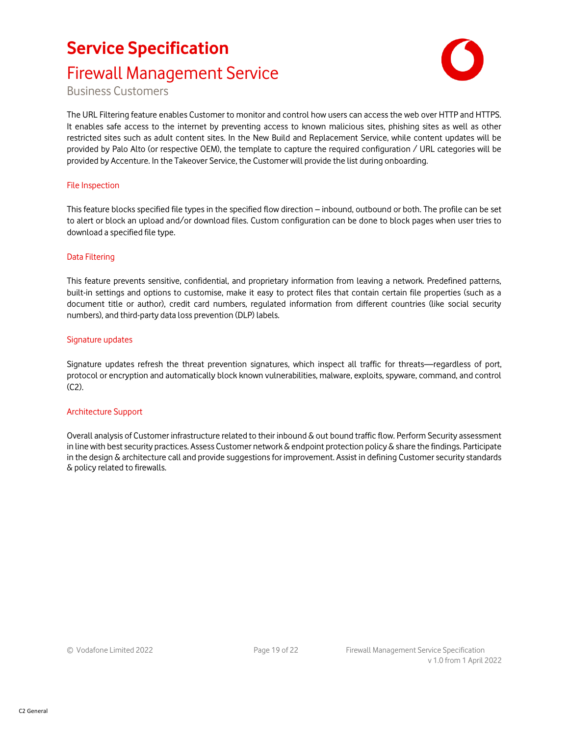The URL Filtering feature enables Customer to monitor and control how users can access the web over HTTP and HTTPS. It enables safe access to the internet by preventing access to known malicious sites, phishing sites as well as other restricted sites such as adult content sites. In the New Build and Replacement Service, while content updates will be provided by Palo Alto (or respective OEM), the template to capture the required configuration / URL categories will be provided by Accenture. In the Takeover Service, the Customer will provide the list during onboarding.

#### File Inspection

This feature blocks specified file types in the specified flow direction – inbound, outbound or both. The profile can be set to alert or block an upload and/or download files. Custom configuration can be done to block pages when user tries to download a specified file type.

#### Data Filtering

This feature prevents sensitive, confidential, and proprietary information from leaving a network. Predefined patterns, built-in settings and options to customise, make it easy to protect files that contain certain file properties (such as a document title or author), credit card numbers, regulated information from different countries (like social security numbers), and third-party data loss prevention (DLP) labels.

#### Signature updates

Signature updates refresh the threat prevention signatures, which inspect all traffic for threats—regardless of port, protocol or encryption and automatically block known vulnerabilities, malware, exploits, spyware, command, and control (C2).

#### Architecture Support

Overall analysis of Customer infrastructure related to their inbound & out bound traffic flow. Perform Security assessment in line with best security practices. Assess Customer network & endpoint protection policy & share the findings. Participate in the design & architecture call and provide suggestions for improvement. Assist in defining Customer security standards & policy related to firewalls.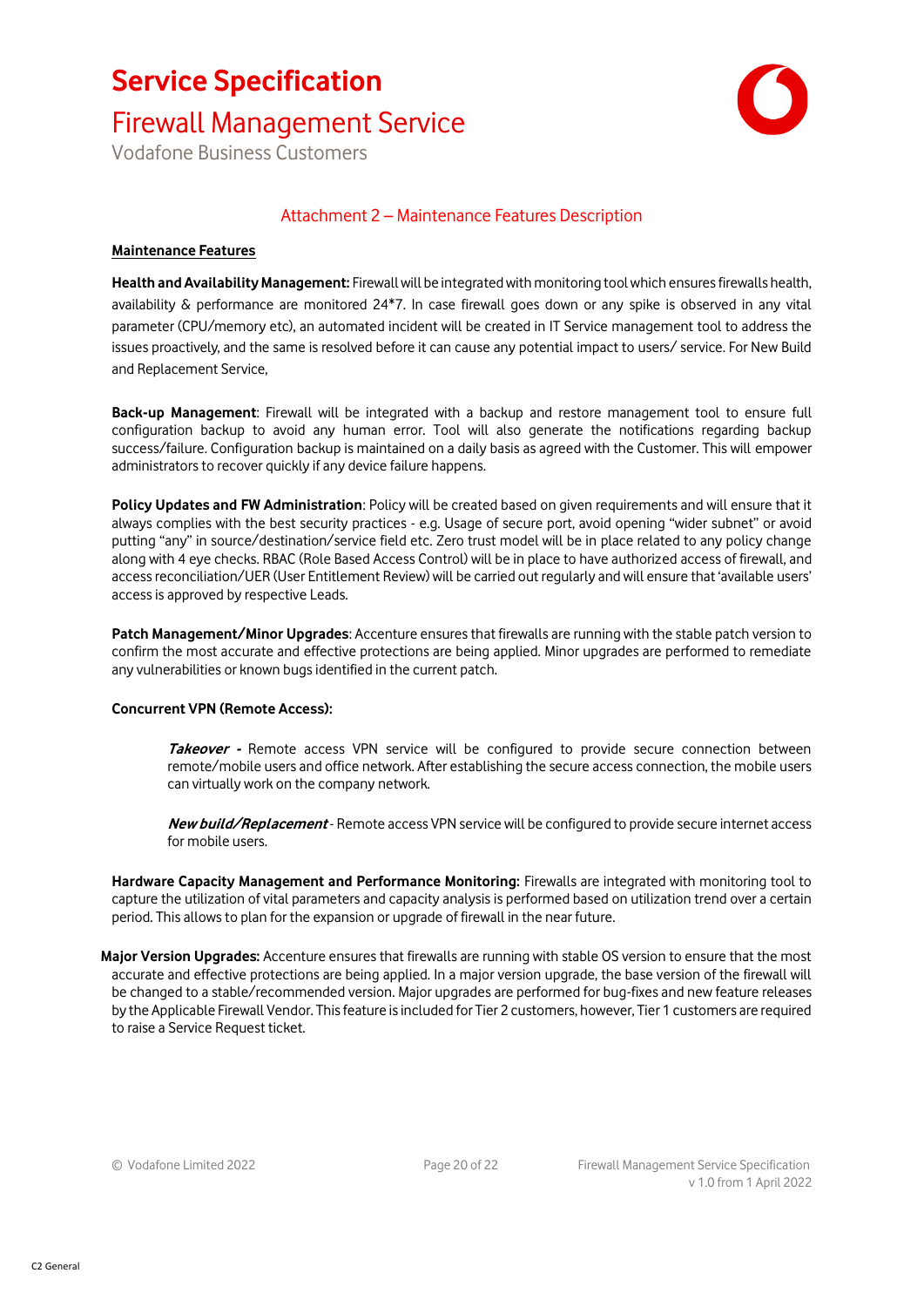## Attachment 2 – Maintenance Features Description

**Maintenance Features**

**Health and Availability Management:** Firewall will be integrated with monitoring tool which ensures firewalls health, availability & performance are monitored 24*7. In case firewall goes down or any spike is observed in any vital parameter (CPU/memory etc), an automated incident will be created in IT Service management tool to address the issues proactively, and the same is resolved before it can cause any potential impact to users/ service. For New Build and Replacement Service,

**Back-up Management**: Firewall will be integrated with a backup and restore management tool to ensure full configuration backup to avoid any human error. Tool will also generate the notifications regarding backup success/failure. Configuration backup is maintained on a daily basis as agreed with the Customer. This will empower administrators to recover quickly if any device failure happens.

**Policy Updates and FW Administration**: Policy will be created based on given requirements and will ensure that it always complies with the best security practices - e.g. Usage of secure port, avoid opening "wider subnet" or avoid putting "any" in source/destination/service field etc. Zero trust model will be in place related to any policy change along with 4 eye checks. RBAC (Role Based Access Control) will be in place to have authorized access of firewall, and access reconciliation/UER (User Entitlement Review) will be carried out regularly and will ensure that 'available users' access is approved by respective Leads.

**Patch Management/Minor Upgrades**: Accenture ensures that firewalls are running with the stable patch version to confirm the most accurate and effective protections are being applied. Minor upgrades are performed to remediate any vulnerabilities or known bugs identified in the current patch.

**Concurrent VPN (Remote Access):**

> ***Takeover -*** Remote access VPN service will be configured to provide secure connection between remote/mobile users and office network. After establishing the secure access connection, the mobile users can virtually work on the company network.
>
> ***New build/Replacement*** - Remote access VPN service will be configured to provide secure internet access for mobile users.

**Hardware Capacity Management and Performance Monitoring:** Firewalls are integrated with monitoring tool to capture the utilization of vital parameters and capacity analysis is performed based on utilization trend over a certain period. This allows to plan for the expansion or upgrade of firewall in the near future.

**Major Version Upgrades:** Accenture ensures that firewalls are running with stable OS version to ensure that the most accurate and effective protections are being applied. In a major version upgrade, the base version of the firewall will be changed to a stable/recommended version. Major upgrades are performed for bug-fixes and new feature releases by the Applicable Firewall Vendor. This feature is included for Tier 2 customers, however, Tier 1 customers are required to raise a Service Request ticket.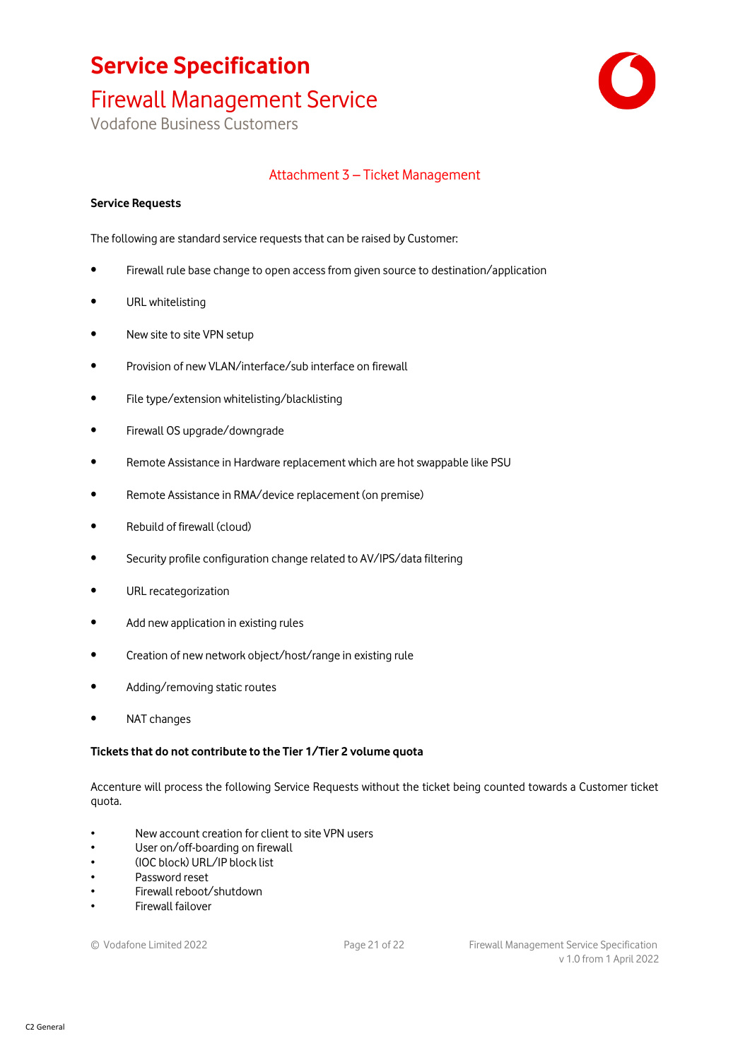## Attachment 3 – Ticket Management

**Service Requests**

The following are standard service requests that can be raised by Customer:

- Firewall rule base change to open access from given source to destination/application
- URL whitelisting
- New site to site VPN setup
- Provision of new VLAN/interface/sub interface on firewall
- File type/extension whitelisting/blacklisting
- Firewall OS upgrade/downgrade
- Remote Assistance in Hardware replacement which are hot swappable like PSU
- Remote Assistance in RMA/device replacement (on premise)
- Rebuild of firewall (cloud)
- Security profile configuration change related to AV/IPS/data filtering
- URL recategorization
- Add new application in existing rules
- Creation of new network object/host/range in existing rule
- Adding/removing static routes
- NAT changes

**Tickets that do not contribute to the Tier 1/Tier 2 volume quota**

Accenture will process the following Service Requests without the ticket being counted towards a Customer ticket quota.

- New account creation for client to site VPN users
- User on/off-boarding on firewall
- (IOC block) URL/IP block list
- Password reset
- Firewall reboot/shutdown
- Firewall failover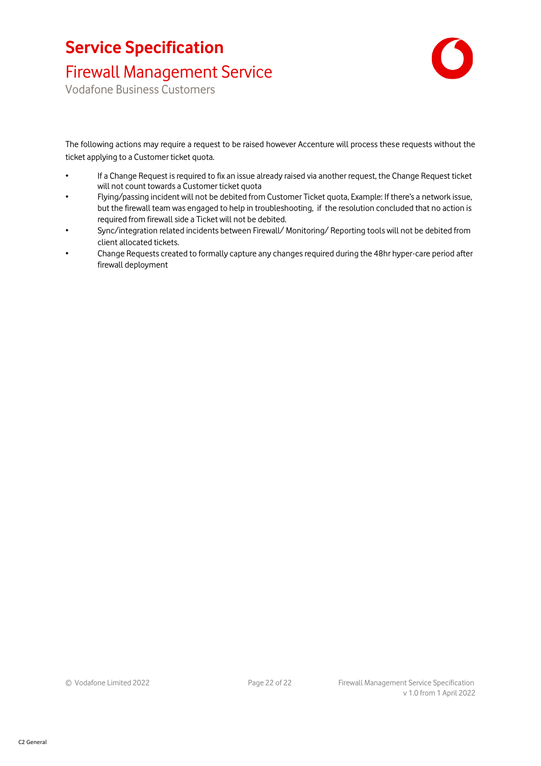The following actions may require a request to be raised however Accenture will process these requests without the ticket applying to a Customer ticket quota.

- If a Change Request is required to fix an issue already raised via another request, the Change Request ticket will not count towards a Customer ticket quota
- Flying/passing incident will not be debited from Customer Ticket quota, Example: If there's a network issue, but the firewall team was engaged to help in troubleshooting, if the resolution concluded that no action is required from firewall side a Ticket will not be debited.
- Sync/integration related incidents between Firewall/ Monitoring/ Reporting tools will not be debited from client allocated tickets.
- Change Requests created to formally capture any changes required during the 48hr hyper-care period after firewall deployment